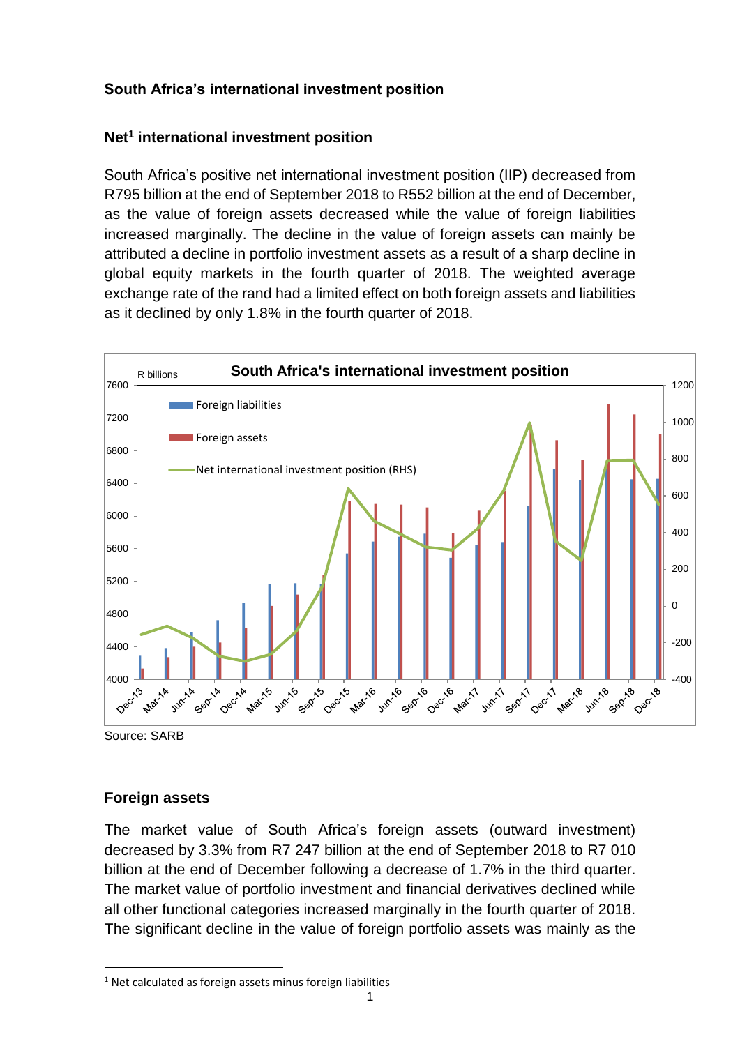## South Africa's international investment position

### Net[1] international investment position

South Africa's positive net international investment position (IIP) decreased from R795 billion at the end of September 2018 to R552 billion at the end of December, as the value of foreign assets decreased while the value of foreign liabilities increased marginally. The decline in the value of foreign assets can mainly be attributed a decline in portfolio investment assets as a result of a sharp decline in global equity markets in the fourth quarter of 2018. The weighted average exchange rate of the rand had a limited effect on both foreign assets and liabilities as it declined by only 1.8% in the fourth quarter of 2018.

Source: SARB

### Foreign assets

The market value of South Africa's foreign assets (outward investment) decreased by 3.3% from R7 247 billion at the end of September 2018 to R7 010 billion at the end of December following a decrease of 1.7% in the third quarter. The market value of portfolio investment and financial derivatives declined while all other functional categories increased marginally in the fourth quarter of 2018. The significant decline in the value of foreign portfolio assets was mainly as the

[1] Net calculated as foreign assets minus foreign liabilities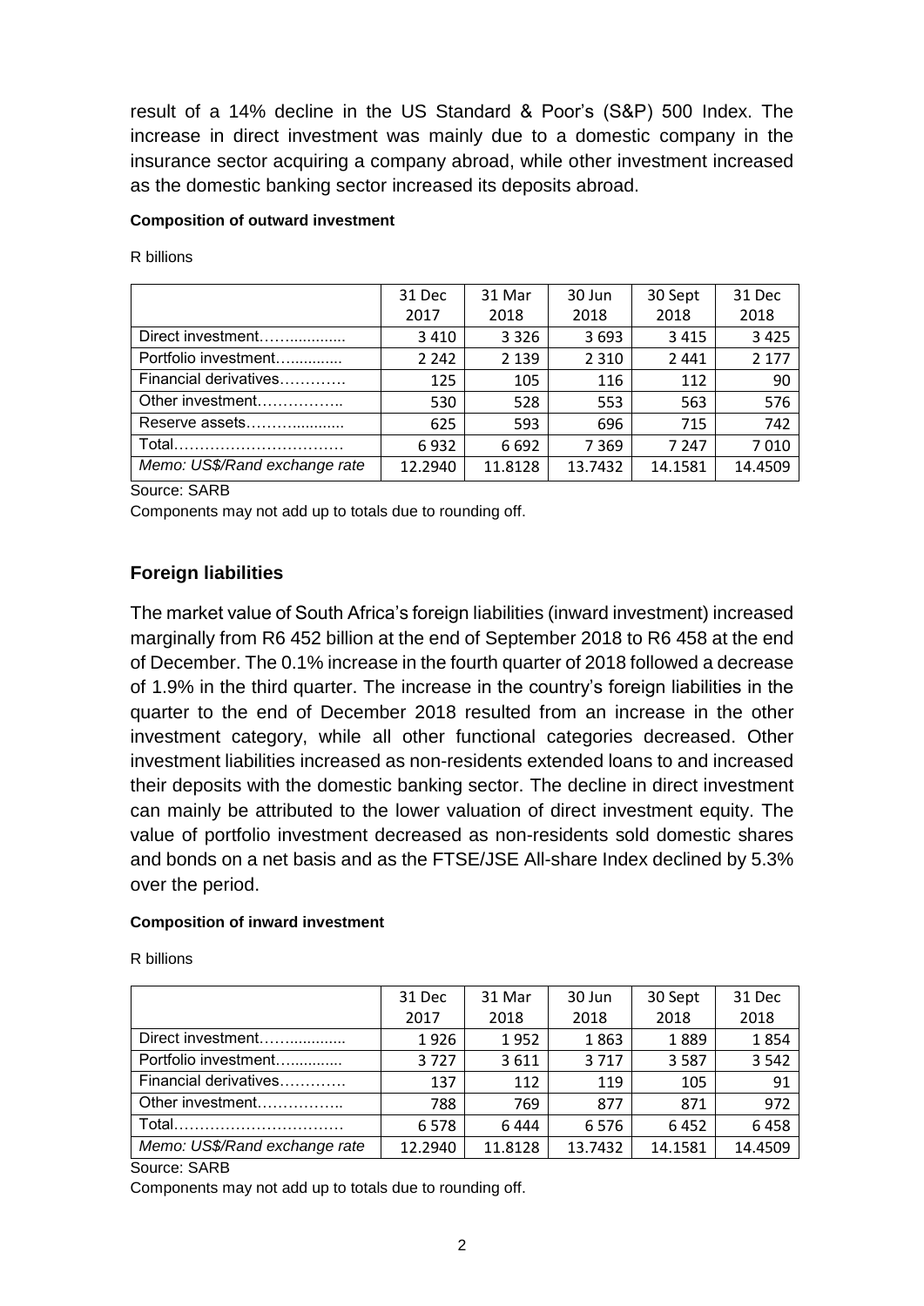result of a 14% decline in the US Standard & Poor's (S&P) 500 Index. The increase in direct investment was mainly due to a domestic company in the insurance sector acquiring a company abroad, while other investment increased as the domestic banking sector increased its deposits abroad.

**Composition of outward investment**

R billions

| | 31 Dec 2017 | 31 Mar 2018 | 30 Jun 2018 | 30 Sept 2018 | 31 Dec 2018 |
|---|---|---|---|---|---|
| Direct investment……............ | 3 410 | 3 326 | 3 693 | 3 415 | 3 425 |
| Portfolio investment….......... | 2 242 | 2 139 | 2 310 | 2 441 | 2 177 |
| Financial derivatives…………. | 125 | 105 | 116 | 112 | 90 |
| Other investment…………….. | 530 | 528 | 553 | 563 | 576 |
| Reserve assets…………........... | 625 | 593 | 696 | 715 | 742 |
| Total……………………………. | 6 932 | 6 692 | 7 369 | 7 247 | 7 010 |
| *Memo: US$/Rand exchange rate* | 12.2940 | 11.8128 | 13.7432 | 14.1581 | 14.4509 |

Source: SARB

Components may not add up to totals due to rounding off.

## Foreign liabilities

The market value of South Africa's foreign liabilities (inward investment) increased marginally from R6 452 billion at the end of September 2018 to R6 458 at the end of December. The 0.1% increase in the fourth quarter of 2018 followed a decrease of 1.9% in the third quarter. The increase in the country's foreign liabilities in the quarter to the end of December 2018 resulted from an increase in the other investment category, while all other functional categories decreased. Other investment liabilities increased as non-residents extended loans to and increased their deposits with the domestic banking sector. The decline in direct investment can mainly be attributed to the lower valuation of direct investment equity. The value of portfolio investment decreased as non-residents sold domestic shares and bonds on a net basis and as the FTSE/JSE All-share Index declined by 5.3% over the period.

**Composition of inward investment**

R billions

| | 31 Dec 2017 | 31 Mar 2018 | 30 Jun 2018 | 30 Sept 2018 | 31 Dec 2018 |
|---|---|---|---|---|---|
| Direct investment……............ | 1 926 | 1 952 | 1 863 | 1 889 | 1 854 |
| Portfolio investment….......... | 3 727 | 3 611 | 3 717 | 3 587 | 3 542 |
| Financial derivatives…………. | 137 | 112 | 119 | 105 | 91 |
| Other investment…………….. | 788 | 769 | 877 | 871 | 972 |
| Total……………………………. | 6 578 | 6 444 | 6 576 | 6 452 | 6 458 |
| *Memo: US$/Rand exchange rate* | 12.2940 | 11.8128 | 13.7432 | 14.1581 | 14.4509 |

Source: SARB

Components may not add up to totals due to rounding off.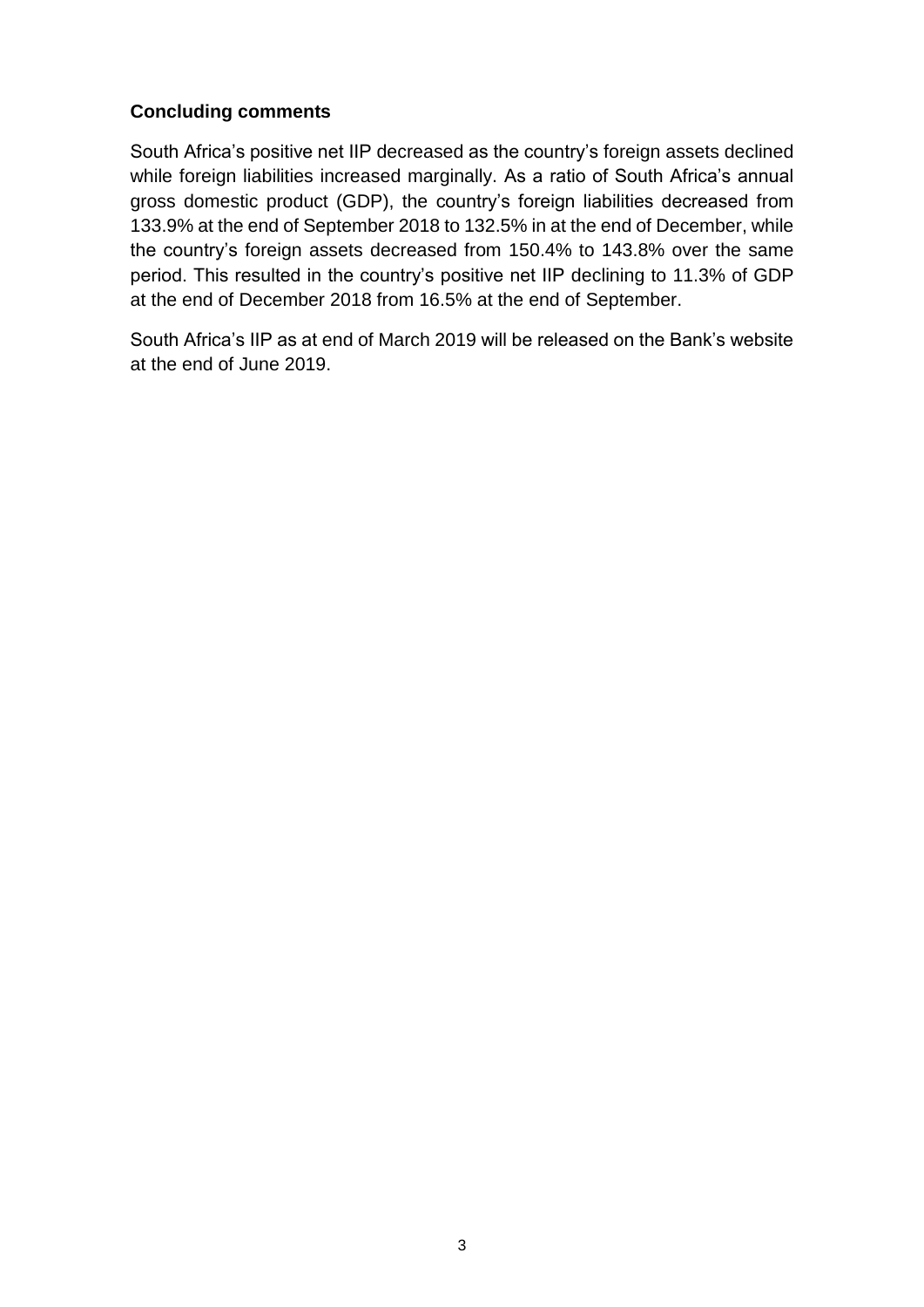**Concluding comments**

South Africa's positive net IIP decreased as the country's foreign assets declined while foreign liabilities increased marginally. As a ratio of South Africa's annual gross domestic product (GDP), the country's foreign liabilities decreased from 133.9% at the end of September 2018 to 132.5% in at the end of December, while the country's foreign assets decreased from 150.4% to 143.8% over the same period. This resulted in the country's positive net IIP declining to 11.3% of GDP at the end of December 2018 from 16.5% at the end of September.

South Africa's IIP as at end of March 2019 will be released on the Bank's website at the end of June 2019.